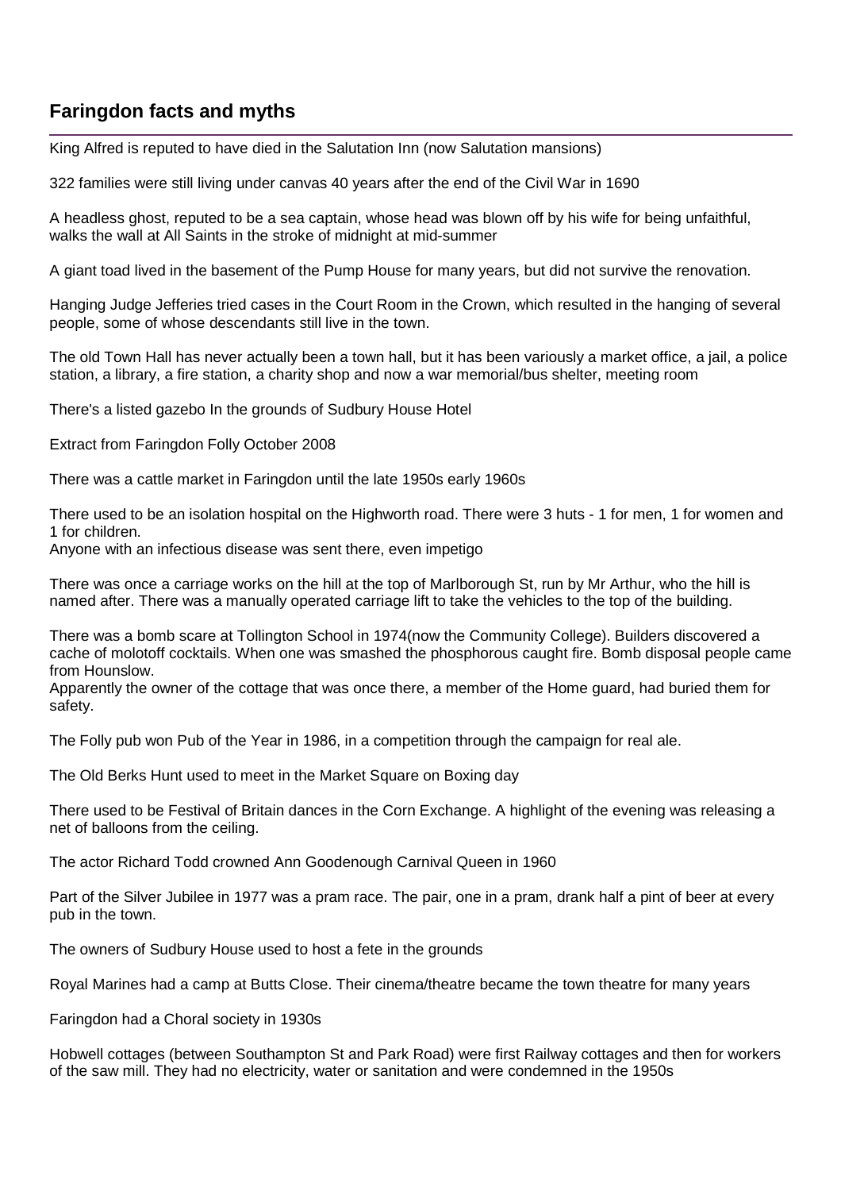## Faringdon facts and myths

King Alfred is reputed to have died in the Salutation Inn (now Salutation mansions)

322 families were still living under canvas 40 years after the end of the Civil War in 1690

A headless ghost, reputed to be a sea captain, whose head was blown off by his wife for being unfaithful, walks the wall at All Saints in the stroke of midnight at mid-summer

A giant toad lived in the basement of the Pump House for many years, but did not survive the renovation.

Hanging Judge Jefferies tried cases in the Court Room in the Crown, which resulted in the hanging of several people, some of whose descendants still live in the town.

The old Town Hall has never actually been a town hall, but it has been variously a market office, a jail, a police station, a library, a fire station, a charity shop and now a war memorial/bus shelter, meeting room

There's a listed gazebo In the grounds of Sudbury House Hotel

Extract from Faringdon Folly October 2008

There was a cattle market in Faringdon until the late 1950s early 1960s

There used to be an isolation hospital on the Highworth road. There were 3 huts - 1 for men, 1 for women and 1 for children.
Anyone with an infectious disease was sent there, even impetigo

There was once a carriage works on the hill at the top of Marlborough St, run by Mr Arthur, who the hill is named after. There was a manually operated carriage lift to take the vehicles to the top of the building.

There was a bomb scare at Tollington School in 1974(now the Community College). Builders discovered a cache of molotoff cocktails. When one was smashed the phosphorous caught fire. Bomb disposal people came from Hounslow.
Apparently the owner of the cottage that was once there, a member of the Home guard, had buried them for safety.

The Folly pub won Pub of the Year in 1986, in a competition through the campaign for real ale.

The Old Berks Hunt used to meet in the Market Square on Boxing day

There used to be Festival of Britain dances in the Corn Exchange. A highlight of the evening was releasing a net of balloons from the ceiling.

The actor Richard Todd crowned Ann Goodenough Carnival Queen in 1960

Part of the Silver Jubilee in 1977 was a pram race. The pair, one in a pram, drank half a pint of beer at every pub in the town.

The owners of Sudbury House used to host a fete in the grounds

Royal Marines had a camp at Butts Close. Their cinema/theatre became the town theatre for many years

Faringdon had a Choral society in 1930s

Hobwell cottages (between Southampton St and Park Road) were first Railway cottages and then for workers of the saw mill. They had no electricity, water or sanitation and were condemned in the 1950s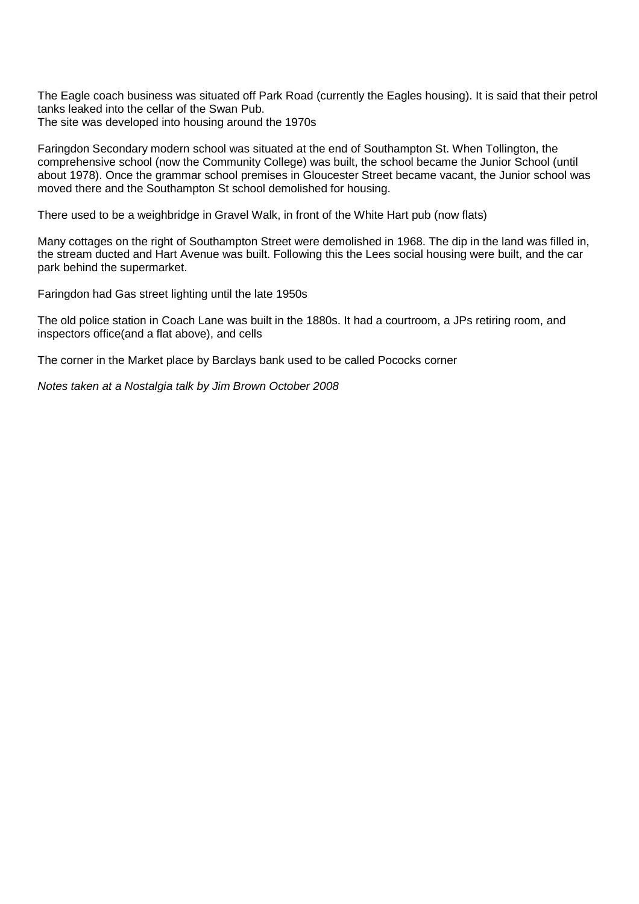The Eagle coach business was situated off Park Road (currently the Eagles housing). It is said that their petrol tanks leaked into the cellar of the Swan Pub.
The site was developed into housing around the 1970s

Faringdon Secondary modern school was situated at the end of Southampton St. When Tollington, the comprehensive school (now the Community College) was built, the school became the Junior School (until about 1978). Once the grammar school premises in Gloucester Street became vacant, the Junior school was moved there and the Southampton St school demolished for housing.

There used to be a weighbridge in Gravel Walk, in front of the White Hart pub (now flats)

Many cottages on the right of Southampton Street were demolished in 1968. The dip in the land was filled in, the stream ducted and Hart Avenue was built. Following this the Lees social housing were built, and the car park behind the supermarket.

Faringdon had Gas street lighting until the late 1950s

The old police station in Coach Lane was built in the 1880s. It had a courtroom, a JPs retiring room, and inspectors office(and a flat above), and cells

The corner in the Market place by Barclays bank used to be called Pococks corner

*Notes taken at a Nostalgia talk by Jim Brown October 2008*